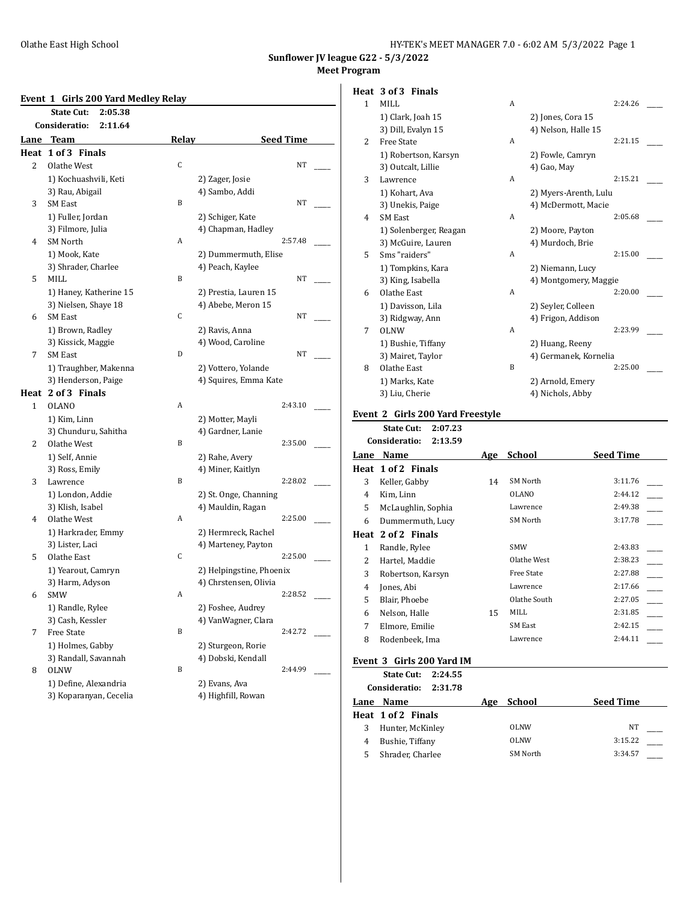Olathe East High School

## Sunflower JV league G22 - 5/3/2022

### Meet Program

### Event 1 Girls 200 Yard Medley Relay

**State Cut:** 2:05.38
**Consideratio:** 2:11.64

| Lane | Team | Relay | Seed Time |
|---|---|---|---|
| **Heat 1 of 3 Finals** | | | |
| 2 | Olathe West | C | NT |
| | 1) Kochuashvili, Keti | 2) Zager, Josie | |
| | 3) Rau, Abigail | 4) Sambo, Addi | |
| 3 | SM East | B | NT |
| | 1) Fuller, Jordan | 2) Schiger, Kate | |
| | 3) Filmore, Julia | 4) Chapman, Hadley | |
| 4 | SM North | A | 2:57.48 |
| | 1) Mook, Kate | 2) Dummermuth, Elise | |
| | 3) Shrader, Charlee | 4) Peach, Kaylee | |
| 5 | MILL | B | NT |
| | 1) Haney, Katherine 15 | 2) Prestia, Lauren 15 | |
| | 3) Nielsen, Shaye 18 | 4) Abebe, Meron 15 | |
| 6 | SM East | C | NT |
| | 1) Brown, Radley | 2) Ravis, Anna | |
| | 3) Kissick, Maggie | 4) Wood, Caroline | |
| 7 | SM East | D | NT |
| | 1) Traughber, Makenna | 2) Vottero, Yolande | |
| | 3) Henderson, Paige | 4) Squires, Emma Kate | |
| **Heat 2 of 3 Finals** | | | |
| 1 | OLANO | A | 2:43.10 |
| | 1) Kim, Linn | 2) Motter, Mayli | |
| | 3) Chunduru, Sahitha | 4) Gardner, Lanie | |
| 2 | Olathe West | B | 2:35.00 |
| | 1) Self, Annie | 2) Rahe, Avery | |
| | 3) Ross, Emily | 4) Miner, Kaitlyn | |
| 3 | Lawrence | B | 2:28.02 |
| | 1) London, Addie | 2) St. Onge, Channing | |
| | 3) Klish, Isabel | 4) Mauldin, Ragan | |
| 4 | Olathe West | A | 2:25.00 |
| | 1) Harkrader, Emmy | 2) Hermreck, Rachel | |
| | 3) Lister, Laci | 4) Marteney, Payton | |
| 5 | Olathe East | C | 2:25.00 |
| | 1) Yearout, Camryn | 2) Helpingstine, Phoenix | |
| | 3) Harm, Adyson | 4) Chrstensen, Olivia | |
| 6 | SMW | A | 2:28.52 |
| | 1) Randle, Rylee | 2) Foshee, Audrey | |
| | 3) Cash, Kessler | 4) VanWagner, Clara | |
| 7 | Free State | B | 2:42.72 |
| | 1) Holmes, Gabby | 2) Sturgeon, Rorie | |
| | 3) Randall, Savannah | 4) Dobski, Kendall | |
| 8 | OLNW | B | 2:44.99 |
| | 1) Define, Alexandria | 2) Evans, Ava | |
| | 3) Koparanyan, Cecelia | 4) Highfill, Rowan | |
| **Heat 3 of 3 Finals** | | | |
| 1 | MILL | A | 2:24.26 |
| | 1) Clark, Joah 15 | 2) Jones, Cora 15 | |
| | 3) Dill, Evalyn 15 | 4) Nelson, Halle 15 | |
| 2 | Free State | A | 2:21.15 |
| | 1) Robertson, Karsyn | 2) Fowle, Camryn | |
| | 3) Outcalt, Lillie | 4) Gao, May | |
| 3 | Lawrence | A | 2:15.21 |
| | 1) Kohart, Ava | 2) Myers-Arenth, Lulu | |
| | 3) Unekis, Paige | 4) McDermott, Macie | |
| 4 | SM East | A | 2:05.68 |
| | 1) Solenberger, Reagan | 2) Moore, Payton | |
| | 3) McGuire, Lauren | 4) Murdoch, Brie | |
| 5 | Sms "raiders" | A | 2:15.00 |
| | 1) Tompkins, Kara | 2) Niemann, Lucy | |
| | 3) King, Isabella | 4) Montgomery, Maggie | |
| 6 | Olathe East | A | 2:20.00 |
| | 1) Davisson, Lila | 2) Seyler, Colleen | |
| | 3) Ridgway, Ann | 4) Frigon, Addison | |
| 7 | OLNW | A | 2:23.99 |
| | 1) Bushie, Tiffany | 2) Huang, Reeny | |
| | 3) Mairet, Taylor | 4) Germanek, Kornelia | |
| 8 | Olathe East | B | 2:25.00 |
| | 1) Marks, Kate | 2) Arnold, Emery | |
| | 3) Liu, Cherie | 4) Nichols, Abby | |

### Event 2 Girls 200 Yard Freestyle

**State Cut:** 2:07.23
**Consideratio:** 2:13.59

| Lane | Name | Age | School | Seed Time |
|---|---|---|---|---|
| **Heat 1 of 2 Finals** | | | | |
| 3 | Keller, Gabby | 14 | SM North | 3:11.76 |
| 4 | Kim, Linn | | OLANO | 2:44.12 |
| 5 | McLaughlin, Sophia | | Lawrence | 2:49.38 |
| 6 | Dummermuth, Lucy | | SM North | 3:17.78 |
| **Heat 2 of 2 Finals** | | | | |
| 1 | Randle, Rylee | | SMW | 2:43.83 |
| 2 | Hartel, Maddie | | Olathe West | 2:38.23 |
| 3 | Robertson, Karsyn | | Free State | 2:27.88 |
| 4 | Jones, Abi | | Lawrence | 2:17.66 |
| 5 | Blair, Phoebe | | Olathe South | 2:27.05 |
| 6 | Nelson, Halle | 15 | MILL | 2:31.85 |
| 7 | Elmore, Emilie | | SM East | 2:42.15 |
| 8 | Rodenbeek, Ima | | Lawrence | 2:44.11 |

### Event 3 Girls 200 Yard IM

**State Cut:** 2:24.55
**Consideratio:** 2:31.78

| Lane | Name | Age | School | Seed Time |
|---|---|---|---|---|
| **Heat 1 of 2 Finals** | | | | |
| 3 | Hunter, McKinley | | OLNW | NT |
| 4 | Bushie, Tiffany | | OLNW | 3:15.22 |
| 5 | Shrader, Charlee | | SM North | 3:34.57 |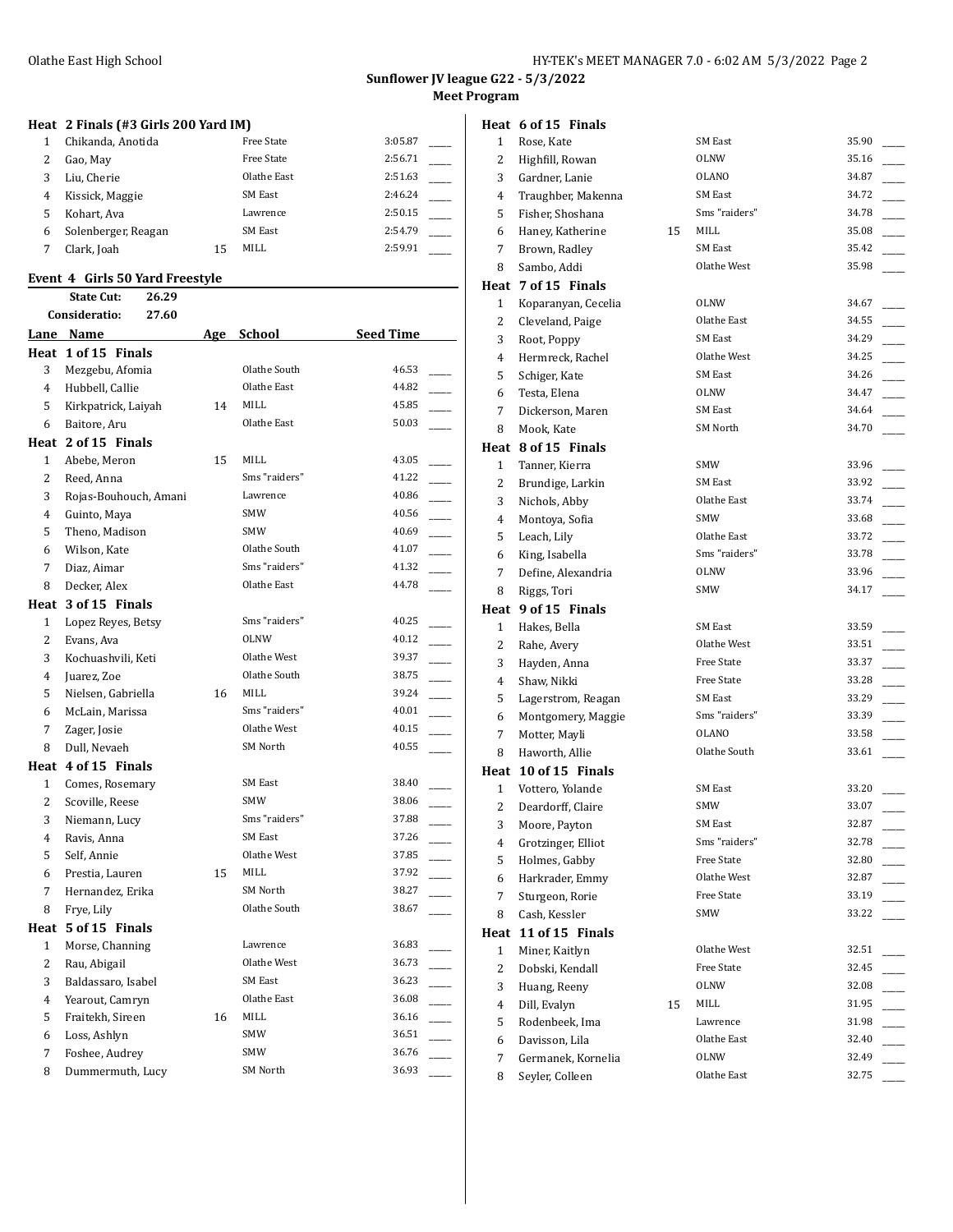# Sunflower JV league G22 - 5/3/2022

## Meet Program

### Heat 2 Finals (#3 Girls 200 Yard IM)

| Lane | Name | Age | School | Seed Time |
|---|---|---|---|---|
| 1 | Chikanda, Anotida | | Free State | 3:05.87 |
| 2 | Gao, May | | Free State | 2:56.71 |
| 3 | Liu, Cherie | | Olathe East | 2:51.63 |
| 4 | Kissick, Maggie | | SM East | 2:46.24 |
| 5 | Kohart, Ava | | Lawrence | 2:50.15 |
| 6 | Solenberger, Reagan | | SM East | 2:54.79 |
| 7 | Clark, Joah | 15 | MILL | 2:59.91 |

### Event 4 Girls 50 Yard Freestyle

State Cut: 26.29
Consideratio: 27.60

| Lane | Name | Age | School | Seed Time |
|---|---|---|---|---|
| **Heat 1 of 15 Finals** | | | | |
| 3 | Mezgebu, Afomia | | Olathe South | 46.53 |
| 4 | Hubbell, Callie | | Olathe East | 44.82 |
| 5 | Kirkpatrick, Laiyah | 14 | MILL | 45.85 |
| 6 | Baitore, Aru | | Olathe East | 50.03 |
| **Heat 2 of 15 Finals** | | | | |
| 1 | Abebe, Meron | 15 | MILL | 43.05 |
| 2 | Reed, Anna | | Sms "raiders" | 41.22 |
| 3 | Rojas-Bouhouch, Amani | | Lawrence | 40.86 |
| 4 | Guinto, Maya | | SMW | 40.56 |
| 5 | Theno, Madison | | SMW | 40.69 |
| 6 | Wilson, Kate | | Olathe South | 41.07 |
| 7 | Diaz, Aimar | | Sms "raiders" | 41.32 |
| 8 | Decker, Alex | | Olathe East | 44.78 |
| **Heat 3 of 15 Finals** | | | | |
| 1 | Lopez Reyes, Betsy | | Sms "raiders" | 40.25 |
| 2 | Evans, Ava | | OLNW | 40.12 |
| 3 | Kochuashvili, Keti | | Olathe West | 39.37 |
| 4 | Juarez, Zoe | | Olathe South | 38.75 |
| 5 | Nielsen, Gabriella | 16 | MILL | 39.24 |
| 6 | McLain, Marissa | | Sms "raiders" | 40.01 |
| 7 | Zager, Josie | | Olathe West | 40.15 |
| 8 | Dull, Nevaeh | | SM North | 40.55 |
| **Heat 4 of 15 Finals** | | | | |
| 1 | Comes, Rosemary | | SM East | 38.40 |
| 2 | Scoville, Reese | | SMW | 38.06 |
| 3 | Niemann, Lucy | | Sms "raiders" | 37.88 |
| 4 | Ravis, Anna | | SM East | 37.26 |
| 5 | Self, Annie | | Olathe West | 37.85 |
| 6 | Prestia, Lauren | 15 | MILL | 37.92 |
| 7 | Hernandez, Erika | | SM North | 38.27 |
| 8 | Frye, Lily | | Olathe South | 38.67 |
| **Heat 5 of 15 Finals** | | | | |
| 1 | Morse, Channing | | Lawrence | 36.83 |
| 2 | Rau, Abigail | | Olathe West | 36.73 |
| 3 | Baldassaro, Isabel | | SM East | 36.23 |
| 4 | Yearout, Camryn | | Olathe East | 36.08 |
| 5 | Fraitekh, Sireen | 16 | MILL | 36.16 |
| 6 | Loss, Ashlyn | | SMW | 36.51 |
| 7 | Foshee, Audrey | | SMW | 36.76 |
| 8 | Dummermuth, Lucy | | SM North | 36.93 |
| **Heat 6 of 15 Finals** | | | | |
| 1 | Rose, Kate | | SM East | 35.90 |
| 2 | Highfill, Rowan | | OLNW | 35.16 |
| 3 | Gardner, Lanie | | OLANO | 34.87 |
| 4 | Traughber, Makenna | | SM East | 34.72 |
| 5 | Fisher, Shoshana | | Sms "raiders" | 34.78 |
| 6 | Haney, Katherine | 15 | MILL | 35.08 |
| 7 | Brown, Radley | | SM East | 35.42 |
| 8 | Sambo, Addi | | Olathe West | 35.98 |
| **Heat 7 of 15 Finals** | | | | |
| 1 | Koparanyan, Cecelia | | OLNW | 34.67 |
| 2 | Cleveland, Paige | | Olathe East | 34.55 |
| 3 | Root, Poppy | | SM East | 34.29 |
| 4 | Hermreck, Rachel | | Olathe West | 34.25 |
| 5 | Schiger, Kate | | SM East | 34.26 |
| 6 | Testa, Elena | | OLNW | 34.47 |
| 7 | Dickerson, Maren | | SM East | 34.64 |
| 8 | Mook, Kate | | SM North | 34.70 |
| **Heat 8 of 15 Finals** | | | | |
| 1 | Tanner, Kierra | | SMW | 33.96 |
| 2 | Brundige, Larkin | | SM East | 33.92 |
| 3 | Nichols, Abby | | Olathe East | 33.74 |
| 4 | Montoya, Sofia | | SMW | 33.68 |
| 5 | Leach, Lily | | Olathe East | 33.72 |
| 6 | King, Isabella | | Sms "raiders" | 33.78 |
| 7 | Define, Alexandria | | OLNW | 33.96 |
| 8 | Riggs, Tori | | SMW | 34.17 |
| **Heat 9 of 15 Finals** | | | | |
| 1 | Hakes, Bella | | SM East | 33.59 |
| 2 | Rahe, Avery | | Olathe West | 33.51 |
| 3 | Hayden, Anna | | Free State | 33.37 |
| 4 | Shaw, Nikki | | Free State | 33.28 |
| 5 | Lagerstrom, Reagan | | SM East | 33.29 |
| 6 | Montgomery, Maggie | | Sms "raiders" | 33.39 |
| 7 | Motter, Mayli | | OLANO | 33.58 |
| 8 | Haworth, Allie | | Olathe South | 33.61 |
| **Heat 10 of 15 Finals** | | | | |
| 1 | Vottero, Yolande | | SM East | 33.20 |
| 2 | Deardorff, Claire | | SMW | 33.07 |
| 3 | Moore, Payton | | SM East | 32.87 |
| 4 | Grotzinger, Elliot | | Sms "raiders" | 32.78 |
| 5 | Holmes, Gabby | | Free State | 32.80 |
| 6 | Harkrader, Emmy | | Olathe West | 32.87 |
| 7 | Sturgeon, Rorie | | Free State | 33.19 |
| 8 | Cash, Kessler | | SMW | 33.22 |
| **Heat 11 of 15 Finals** | | | | |
| 1 | Miner, Kaitlyn | | Olathe West | 32.51 |
| 2 | Dobski, Kendall | | Free State | 32.45 |
| 3 | Huang, Reeny | | OLNW | 32.08 |
| 4 | Dill, Evalyn | 15 | MILL | 31.95 |
| 5 | Rodenbeek, Ima | | Lawrence | 31.98 |
| 6 | Davisson, Lila | | Olathe East | 32.40 |
| 7 | Germanek, Kornelia | | OLNW | 32.49 |
| 8 | Seyler, Colleen | | Olathe East | 32.75 |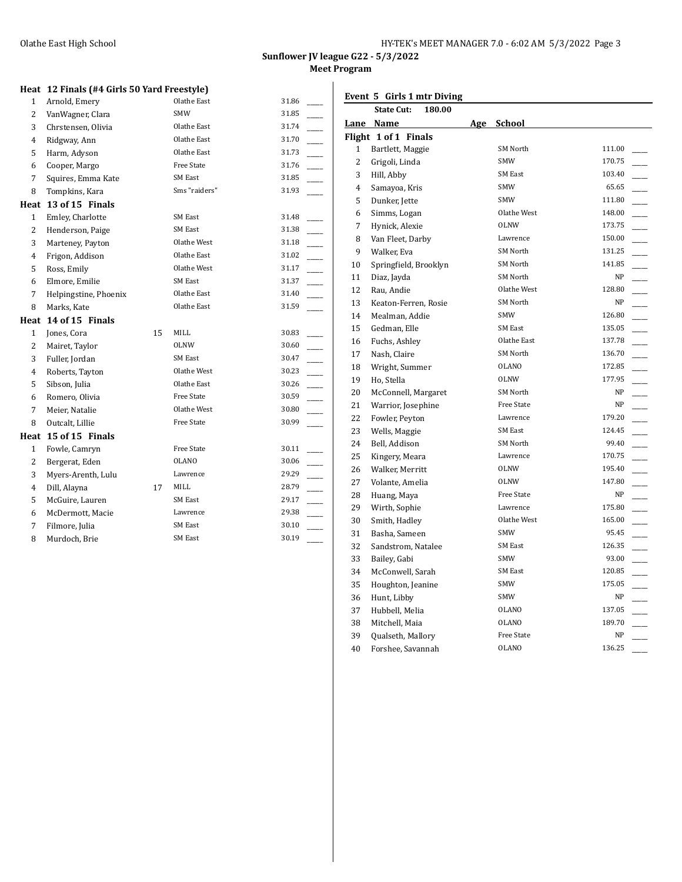**Sunflower JV league G22 - 5/3/2022**
**Meet Program**

### Heat 12 Finals (#4 Girls 50 Yard Freestyle)

| Lane | Name | Age | School | Seed Time | |
|---|---|---|---|---|---|
| 1 | Arnold, Emery | | Olathe East | 31.86 | ____ |
| 2 | VanWagner, Clara | | SMW | 31.85 | ____ |
| 3 | Chrstensen, Olivia | | Olathe East | 31.74 | ____ |
| 4 | Ridgway, Ann | | Olathe East | 31.70 | ____ |
| 5 | Harm, Adyson | | Olathe East | 31.73 | ____ |
| 6 | Cooper, Margo | | Free State | 31.76 | ____ |
| 7 | Squires, Emma Kate | | SM East | 31.85 | ____ |
| 8 | Tompkins, Kara | | Sms "raiders" | 31.93 | ____ |

### Heat 13 of 15 Finals

| Lane | Name | Age | School | Seed Time | |
|---|---|---|---|---|---|
| 1 | Emley, Charlotte | | SM East | 31.48 | ____ |
| 2 | Henderson, Paige | | SM East | 31.38 | ____ |
| 3 | Marteney, Payton | | Olathe West | 31.18 | ____ |
| 4 | Frigon, Addison | | Olathe East | 31.02 | ____ |
| 5 | Ross, Emily | | Olathe West | 31.17 | ____ |
| 6 | Elmore, Emilie | | SM East | 31.37 | ____ |
| 7 | Helpingstine, Phoenix | | Olathe East | 31.40 | ____ |
| 8 | Marks, Kate | | Olathe East | 31.59 | ____ |

### Heat 14 of 15 Finals

| Lane | Name | Age | School | Seed Time | |
|---|---|---|---|---|---|
| 1 | Jones, Cora | 15 | MILL | 30.83 | ____ |
| 2 | Mairet, Taylor | | OLNW | 30.60 | ____ |
| 3 | Fuller, Jordan | | SM East | 30.47 | ____ |
| 4 | Roberts, Tayton | | Olathe West | 30.23 | ____ |
| 5 | Sibson, Julia | | Olathe East | 30.26 | ____ |
| 6 | Romero, Olivia | | Free State | 30.59 | ____ |
| 7 | Meier, Natalie | | Olathe West | 30.80 | ____ |
| 8 | Outcalt, Lillie | | Free State | 30.99 | ____ |

### Heat 15 of 15 Finals

| Lane | Name | Age | School | Seed Time | |
|---|---|---|---|---|---|
| 1 | Fowle, Camryn | | Free State | 30.11 | ____ |
| 2 | Bergerat, Eden | | OLANO | 30.06 | ____ |
| 3 | Myers-Arenth, Lulu | | Lawrence | 29.29 | ____ |
| 4 | Dill, Alayna | 17 | MILL | 28.79 | ____ |
| 5 | McGuire, Lauren | | SM East | 29.17 | ____ |
| 6 | McDermott, Macie | | Lawrence | 29.38 | ____ |
| 7 | Filmore, Julia | | SM East | 30.10 | ____ |
| 8 | Murdoch, Brie | | SM East | 30.19 | ____ |

## Event 5 Girls 1 mtr Diving

**State Cut: 180.00**

### Flight 1 of 1 Finals

| Lane | Name | Age | School | Seed | |
|---|---|---|---|---|---|
| 1 | Bartlett, Maggie | | SM North | 111.00 | ____ |
| 2 | Grigoli, Linda | | SMW | 170.75 | ____ |
| 3 | Hill, Abby | | SM East | 103.40 | ____ |
| 4 | Samayoa, Kris | | SMW | 65.65 | ____ |
| 5 | Dunker, Jette | | SMW | 111.80 | ____ |
| 6 | Simms, Logan | | Olathe West | 148.00 | ____ |
| 7 | Hynick, Alexie | | OLNW | 173.75 | ____ |
| 8 | Van Fleet, Darby | | Lawrence | 150.00 | ____ |
| 9 | Walker, Eva | | SM North | 131.25 | ____ |
| 10 | Springfield, Brooklyn | | SM North | 141.85 | ____ |
| 11 | Diaz, Jayda | | SM North | NP | ____ |
| 12 | Rau, Andie | | Olathe West | 128.80 | ____ |
| 13 | Keaton-Ferren, Rosie | | SM North | NP | ____ |
| 14 | Mealman, Addie | | SMW | 126.80 | ____ |
| 15 | Gedman, Elle | | SM East | 135.05 | ____ |
| 16 | Fuchs, Ashley | | Olathe East | 137.78 | ____ |
| 17 | Nash, Claire | | SM North | 136.70 | ____ |
| 18 | Wright, Summer | | OLANO | 172.85 | ____ |
| 19 | Ho, Stella | | OLNW | 177.95 | ____ |
| 20 | McConnell, Margaret | | SM North | NP | ____ |
| 21 | Warrior, Josephine | | Free State | NP | ____ |
| 22 | Fowler, Peyton | | Lawrence | 179.20 | ____ |
| 23 | Wells, Maggie | | SM East | 124.45 | ____ |
| 24 | Bell, Addison | | SM North | 99.40 | ____ |
| 25 | Kingery, Meara | | Lawrence | 170.75 | ____ |
| 26 | Walker, Merritt | | OLNW | 195.40 | ____ |
| 27 | Volante, Amelia | | OLNW | 147.80 | ____ |
| 28 | Huang, Maya | | Free State | NP | ____ |
| 29 | Wirth, Sophie | | Lawrence | 175.80 | ____ |
| 30 | Smith, Hadley | | Olathe West | 165.00 | ____ |
| 31 | Basha, Sameen | | SMW | 95.45 | ____ |
| 32 | Sandstrom, Natalee | | SM East | 126.35 | ____ |
| 33 | Bailey, Gabi | | SMW | 93.00 | ____ |
| 34 | McConwell, Sarah | | SM East | 120.85 | ____ |
| 35 | Houghton, Jeanine | | SMW | 175.05 | ____ |
| 36 | Hunt, Libby | | SMW | NP | ____ |
| 37 | Hubbell, Melia | | OLANO | 137.05 | ____ |
| 38 | Mitchell, Maia | | OLANO | 189.70 | ____ |
| 39 | Qualseth, Mallory | | Free State | NP | ____ |
| 40 | Forshee, Savannah | | OLANO | 136.25 | ____ |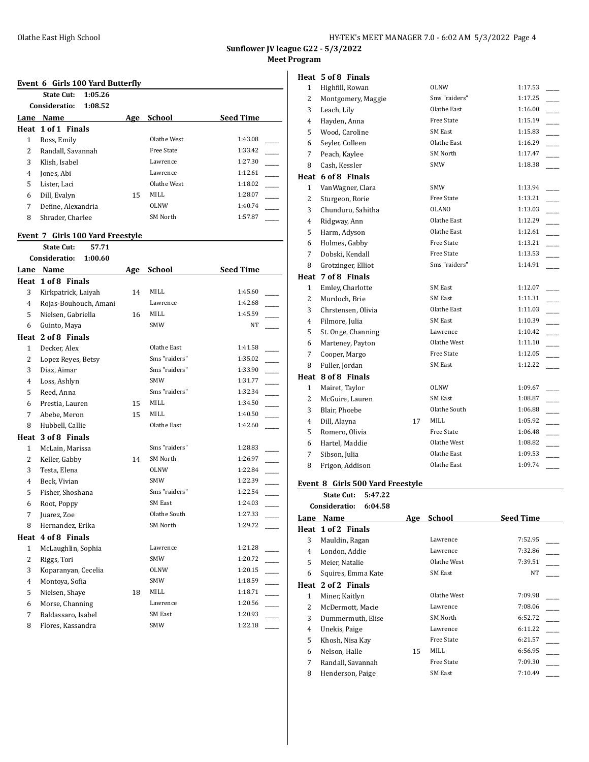## Sunflower JV league G22 - 5/3/2022
### Meet Program

### Event 6 Girls 100 Yard Butterfly

**State Cut:** 1:05.26
**Consideratio:** 1:08.52

| Lane | Name | Age | School | Seed Time |
|---|---|---|---|---|
| **Heat 1 of 1 Finals** | | | | |
| 1 | Ross, Emily | | Olathe West | 1:43.08 |
| 2 | Randall, Savannah | | Free State | 1:33.42 |
| 3 | Klish, Isabel | | Lawrence | 1:27.30 |
| 4 | Jones, Abi | | Lawrence | 1:12.61 |
| 5 | Lister, Laci | | Olathe West | 1:18.02 |
| 6 | Dill, Evalyn | 15 | MILL | 1:28.07 |
| 7 | Define, Alexandria | | OLNW | 1:40.74 |
| 8 | Shrader, Charlee | | SM North | 1:57.87 |

### Event 7 Girls 100 Yard Freestyle

**State Cut:** 57.71
**Consideratio:** 1:00.60

| Lane | Name | Age | School | Seed Time |
|---|---|---|---|---|
| **Heat 1 of 8 Finals** | | | | |
| 3 | Kirkpatrick, Laiyah | 14 | MILL | 1:45.60 |
| 4 | Rojas-Bouhouch, Amani | | Lawrence | 1:42.68 |
| 5 | Nielsen, Gabriella | 16 | MILL | 1:45.59 |
| 6 | Guinto, Maya | | SMW | NT |
| **Heat 2 of 8 Finals** | | | | |
| 1 | Decker, Alex | | Olathe East | 1:41.58 |
| 2 | Lopez Reyes, Betsy | | Sms "raiders" | 1:35.02 |
| 3 | Diaz, Aimar | | Sms "raiders" | 1:33.90 |
| 4 | Loss, Ashlyn | | SMW | 1:31.77 |
| 5 | Reed, Anna | | Sms "raiders" | 1:32.34 |
| 6 | Prestia, Lauren | 15 | MILL | 1:34.50 |
| 7 | Abebe, Meron | 15 | MILL | 1:40.50 |
| 8 | Hubbell, Callie | | Olathe East | 1:42.60 |
| **Heat 3 of 8 Finals** | | | | |
| 1 | McLain, Marissa | | Sms "raiders" | 1:28.83 |
| 2 | Keller, Gabby | 14 | SM North | 1:26.97 |
| 3 | Testa, Elena | | OLNW | 1:22.84 |
| 4 | Beck, Vivian | | SMW | 1:22.39 |
| 5 | Fisher, Shoshana | | Sms "raiders" | 1:22.54 |
| 6 | Root, Poppy | | SM East | 1:24.03 |
| 7 | Juarez, Zoe | | Olathe South | 1:27.33 |
| 8 | Hernandez, Erika | | SM North | 1:29.72 |
| **Heat 4 of 8 Finals** | | | | |
| 1 | McLaughlin, Sophia | | Lawrence | 1:21.28 |
| 2 | Riggs, Tori | | SMW | 1:20.72 |
| 3 | Koparanyan, Cecelia | | OLNW | 1:20.15 |
| 4 | Montoya, Sofia | | SMW | 1:18.59 |
| 5 | Nielsen, Shaye | 18 | MILL | 1:18.71 |
| 6 | Morse, Channing | | Lawrence | 1:20.56 |
| 7 | Baldassaro, Isabel | | SM East | 1:20.93 |
| 8 | Flores, Kassandra | | SMW | 1:22.18 |
| **Heat 5 of 8 Finals** | | | | |
| 1 | Highfill, Rowan | | OLNW | 1:17.53 |
| 2 | Montgomery, Maggie | | Sms "raiders" | 1:17.25 |
| 3 | Leach, Lily | | Olathe East | 1:16.00 |
| 4 | Hayden, Anna | | Free State | 1:15.19 |
| 5 | Wood, Caroline | | SM East | 1:15.83 |
| 6 | Seyler, Colleen | | Olathe East | 1:16.29 |
| 7 | Peach, Kaylee | | SM North | 1:17.47 |
| 8 | Cash, Kessler | | SMW | 1:18.38 |
| **Heat 6 of 8 Finals** | | | | |
| 1 | VanWagner, Clara | | SMW | 1:13.94 |
| 2 | Sturgeon, Rorie | | Free State | 1:13.21 |
| 3 | Chunduru, Sahitha | | OLANO | 1:13.03 |
| 4 | Ridgway, Ann | | Olathe East | 1:12.29 |
| 5 | Harm, Adyson | | Olathe East | 1:12.61 |
| 6 | Holmes, Gabby | | Free State | 1:13.21 |
| 7 | Dobski, Kendall | | Free State | 1:13.53 |
| 8 | Grotzinger, Elliot | | Sms "raiders" | 1:14.91 |
| **Heat 7 of 8 Finals** | | | | |
| 1 | Emley, Charlotte | | SM East | 1:12.07 |
| 2 | Murdoch, Brie | | SM East | 1:11.31 |
| 3 | Chrstensen, Olivia | | Olathe East | 1:11.03 |
| 4 | Filmore, Julia | | SM East | 1:10.39 |
| 5 | St. Onge, Channing | | Lawrence | 1:10.42 |
| 6 | Marteney, Payton | | Olathe West | 1:11.10 |
| 7 | Cooper, Margo | | Free State | 1:12.05 |
| 8 | Fuller, Jordan | | SM East | 1:12.22 |
| **Heat 8 of 8 Finals** | | | | |
| 1 | Mairet, Taylor | | OLNW | 1:09.67 |
| 2 | McGuire, Lauren | | SM East | 1:08.87 |
| 3 | Blair, Phoebe | | Olathe South | 1:06.88 |
| 4 | Dill, Alayna | 17 | MILL | 1:05.92 |
| 5 | Romero, Olivia | | Free State | 1:06.48 |
| 6 | Hartel, Maddie | | Olathe West | 1:08.82 |
| 7 | Sibson, Julia | | Olathe East | 1:09.53 |
| 8 | Frigon, Addison | | Olathe East | 1:09.74 |

### Event 8 Girls 500 Yard Freestyle

**State Cut:** 5:47.22
**Consideratio:** 6:04.58

| Lane | Name | Age | School | Seed Time |
|---|---|---|---|---|
| **Heat 1 of 2 Finals** | | | | |
| 3 | Mauldin, Ragan | | Lawrence | 7:52.95 |
| 4 | London, Addie | | Lawrence | 7:32.86 |
| 5 | Meier, Natalie | | Olathe West | 7:39.51 |
| 6 | Squires, Emma Kate | | SM East | NT |
| **Heat 2 of 2 Finals** | | | | |
| 1 | Miner, Kaitlyn | | Olathe West | 7:09.98 |
| 2 | McDermott, Macie | | Lawrence | 7:08.06 |
| 3 | Dummermuth, Elise | | SM North | 6:52.72 |
| 4 | Unekis, Paige | | Lawrence | 6:11.22 |
| 5 | Khosh, Nisa Kay | | Free State | 6:21.57 |
| 6 | Nelson, Halle | 15 | MILL | 6:56.95 |
| 7 | Randall, Savannah | | Free State | 7:09.30 |
| 8 | Henderson, Paige | | SM East | 7:10.49 |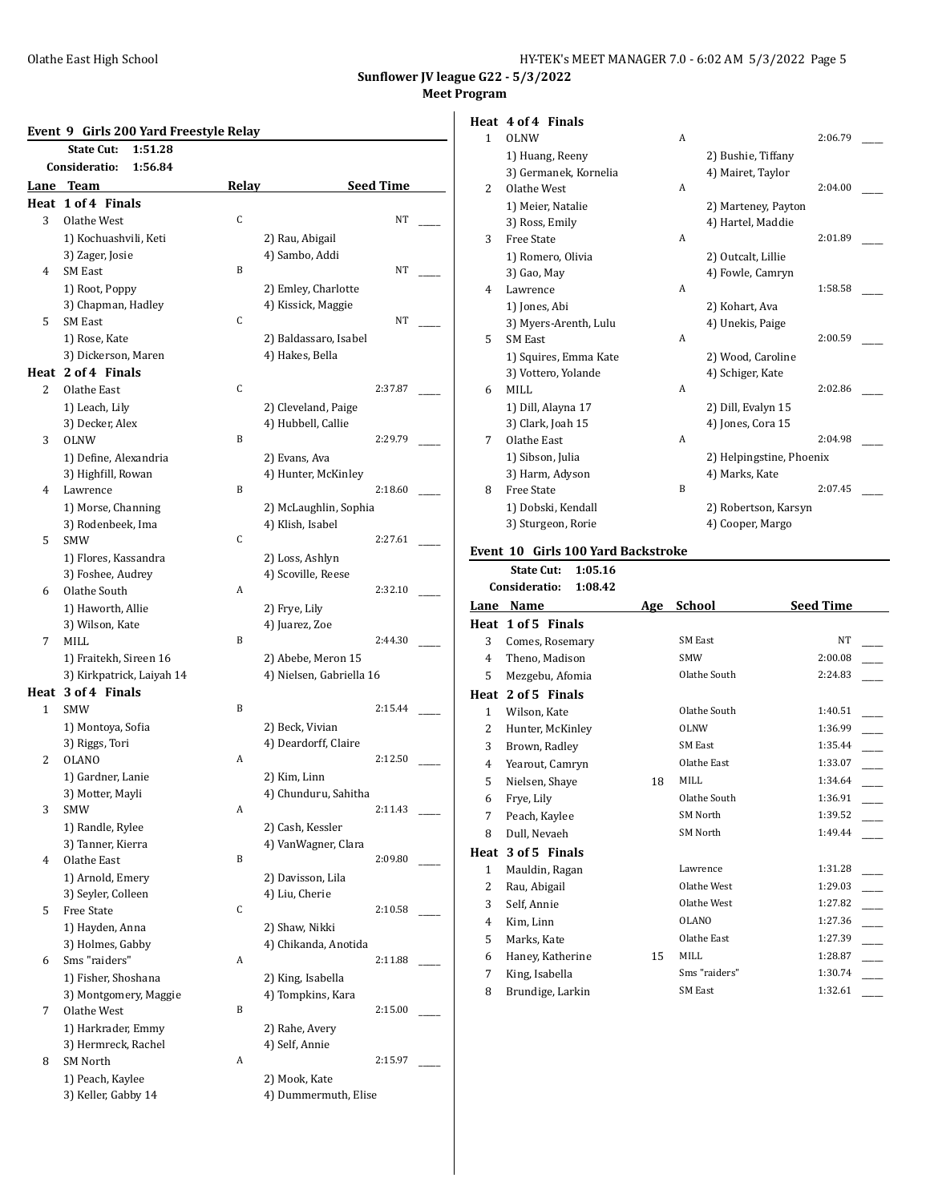## Sunflower JV league G22 - 5/3/2022

### Meet Program

### Event 9 Girls 200 Yard Freestyle Relay

State Cut: 1:51.28
Consideratio: 1:56.84

| Lane | Team | Relay | Seed Time |
|---|---|---|---|
| **Heat 1 of 4 Finals** | | | |
| 3 | Olathe West | C | NT |
| | 1) Kochuashvili, Keti; 2) Rau, Abigail; 3) Zager, Josie; 4) Sambo, Addi | | |
| 4 | SM East | B | NT |
| | 1) Root, Poppy; 2) Emley, Charlotte; 3) Chapman, Hadley; 4) Kissick, Maggie | | |
| 5 | SM East | C | NT |
| | 1) Rose, Kate; 2) Baldassaro, Isabel; 3) Dickerson, Maren; 4) Hakes, Bella | | |
| **Heat 2 of 4 Finals** | | | |
| 2 | Olathe East | C | 2:37.87 |
| | 1) Leach, Lily; 2) Cleveland, Paige; 3) Decker, Alex; 4) Hubbell, Callie | | |
| 3 | OLNW | B | 2:29.79 |
| | 1) Define, Alexandria; 2) Evans, Ava; 3) Highfill, Rowan; 4) Hunter, McKinley | | |
| 4 | Lawrence | B | 2:18.60 |
| | 1) Morse, Channing; 2) McLaughlin, Sophia; 3) Rodenbeek, Ima; 4) Klish, Isabel | | |
| 5 | SMW | C | 2:27.61 |
| | 1) Flores, Kassandra; 2) Loss, Ashlyn; 3) Foshee, Audrey; 4) Scoville, Reese | | |
| 6 | Olathe South | A | 2:32.10 |
| | 1) Haworth, Allie; 2) Frye, Lily; 3) Wilson, Kate; 4) Juarez, Zoe | | |
| 7 | MILL | B | 2:44.30 |
| | 1) Fraitekh, Sireen 16; 2) Abebe, Meron 15; 3) Kirkpatrick, Laiyah 14; 4) Nielsen, Gabriella 16 | | |
| **Heat 3 of 4 Finals** | | | |
| 1 | SMW | B | 2:15.44 |
| | 1) Montoya, Sofia; 2) Beck, Vivian; 3) Riggs, Tori; 4) Deardorff, Claire | | |
| 2 | OLANO | A | 2:12.50 |
| | 1) Gardner, Lanie; 2) Kim, Linn; 3) Motter, Mayli; 4) Chunduru, Sahitha | | |
| 3 | SMW | A | 2:11.43 |
| | 1) Randle, Rylee; 2) Cash, Kessler; 3) Tanner, Kierra; 4) VanWagner, Clara | | |
| 4 | Olathe East | B | 2:09.80 |
| | 1) Arnold, Emery; 2) Davisson, Lila; 3) Seyler, Colleen; 4) Liu, Cherie | | |
| 5 | Free State | C | 2:10.58 |
| | 1) Hayden, Anna; 2) Shaw, Nikki; 3) Holmes, Gabby; 4) Chikanda, Anotida | | |
| 6 | Sms "raiders" | A | 2:11.88 |
| | 1) Fisher, Shoshana; 2) King, Isabella; 3) Montgomery, Maggie; 4) Tompkins, Kara | | |
| 7 | Olathe West | B | 2:15.00 |
| | 1) Harkrader, Emmy; 2) Rahe, Avery; 3) Hermreck, Rachel; 4) Self, Annie | | |
| 8 | SM North | A | 2:15.97 |
| | 1) Peach, Kaylee; 2) Mook, Kate; 3) Keller, Gabby 14; 4) Dummermuth, Elise | | |
| **Heat 4 of 4 Finals** | | | |
| 1 | OLNW | A | 2:06.79 |
| | 1) Huang, Reeny; 2) Bushie, Tiffany; 3) Germanek, Kornelia; 4) Mairet, Taylor | | |
| 2 | Olathe West | A | 2:04.00 |
| | 1) Meier, Natalie; 2) Marteney, Payton; 3) Ross, Emily; 4) Hartel, Maddie | | |
| 3 | Free State | A | 2:01.89 |
| | 1) Romero, Olivia; 2) Outcalt, Lillie; 3) Gao, May; 4) Fowle, Camryn | | |
| 4 | Lawrence | A | 1:58.58 |
| | 1) Jones, Abi; 2) Kohart, Ava; 3) Myers-Arenth, Lulu; 4) Unekis, Paige | | |
| 5 | SM East | A | 2:00.59 |
| | 1) Squires, Emma Kate; 2) Wood, Caroline; 3) Vottero, Yolande; 4) Schiger, Kate | | |
| 6 | MILL | A | 2:02.86 |
| | 1) Dill, Alayna 17; 2) Dill, Evalyn 15; 3) Clark, Joah 15; 4) Jones, Cora 15 | | |
| 7 | Olathe East | A | 2:04.98 |
| | 1) Sibson, Julia; 2) Helpingstine, Phoenix; 3) Harm, Adyson; 4) Marks, Kate | | |
| 8 | Free State | B | 2:07.45 |
| | 1) Dobski, Kendall; 2) Robertson, Karsyn; 3) Sturgeon, Rorie; 4) Cooper, Margo | | |

### Event 10 Girls 100 Yard Backstroke

State Cut: 1:05.16
Consideratio: 1:08.42

| Lane | Name | Age | School | Seed Time |
|---|---|---|---|---|
| **Heat 1 of 5 Finals** | | | | |
| 3 | Comes, Rosemary | | SM East | NT |
| 4 | Theno, Madison | | SMW | 2:00.08 |
| 5 | Mezgebu, Afomia | | Olathe South | 2:24.83 |
| **Heat 2 of 5 Finals** | | | | |
| 1 | Wilson, Kate | | Olathe South | 1:40.51 |
| 2 | Hunter, McKinley | | OLNW | 1:36.99 |
| 3 | Brown, Radley | | SM East | 1:35.44 |
| 4 | Yearout, Camryn | | Olathe East | 1:33.07 |
| 5 | Nielsen, Shaye | 18 | MILL | 1:34.64 |
| 6 | Frye, Lily | | Olathe South | 1:36.91 |
| 7 | Peach, Kaylee | | SM North | 1:39.52 |
| 8 | Dull, Nevaeh | | SM North | 1:49.44 |
| **Heat 3 of 5 Finals** | | | | |
| 1 | Mauldin, Ragan | | Lawrence | 1:31.28 |
| 2 | Rau, Abigail | | Olathe West | 1:29.03 |
| 3 | Self, Annie | | Olathe West | 1:27.82 |
| 4 | Kim, Linn | | OLANO | 1:27.36 |
| 5 | Marks, Kate | | Olathe East | 1:27.39 |
| 6 | Haney, Katherine | 15 | MILL | 1:28.87 |
| 7 | King, Isabella | | Sms "raiders" | 1:30.74 |
| 8 | Brundige, Larkin | | SM East | 1:32.61 |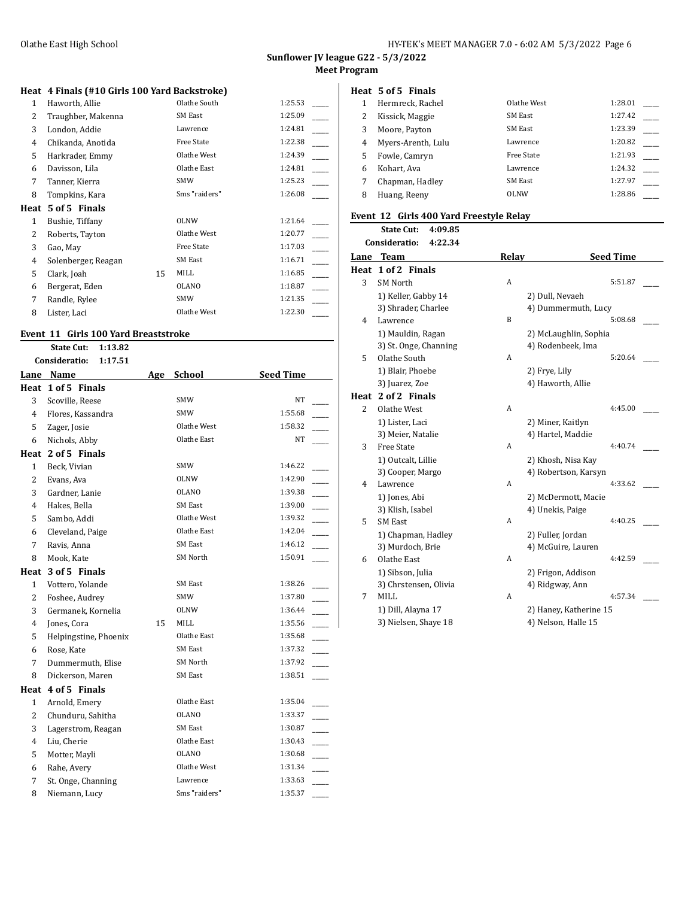**Sunflower JV league G22 - 5/3/2022**
**Meet Program**

### Heat 4 Finals (#10 Girls 100 Yard Backstroke)

| Lane | Name | Age | School | Seed Time |
|---|---|---|---|---|
| 1 | Haworth, Allie | | Olathe South | 1:25.53 |
| 2 | Traughber, Makenna | | SM East | 1:25.09 |
| 3 | London, Addie | | Lawrence | 1:24.81 |
| 4 | Chikanda, Anotida | | Free State | 1:22.38 |
| 5 | Harkrader, Emmy | | Olathe West | 1:24.39 |
| 6 | Davisson, Lila | | Olathe East | 1:24.81 |
| 7 | Tanner, Kierra | | SMW | 1:25.23 |
| 8 | Tompkins, Kara | | Sms "raiders" | 1:26.08 |

### Heat 5 of 5 Finals

| Lane | Name | Age | School | Seed Time |
|---|---|---|---|---|
| 1 | Bushie, Tiffany | | OLNW | 1:21.64 |
| 2 | Roberts, Tayton | | Olathe West | 1:20.77 |
| 3 | Gao, May | | Free State | 1:17.03 |
| 4 | Solenberger, Reagan | | SM East | 1:16.71 |
| 5 | Clark, Joah | 15 | MILL | 1:16.85 |
| 6 | Bergerat, Eden | | OLANO | 1:18.87 |
| 7 | Randle, Rylee | | SMW | 1:21.35 |
| 8 | Lister, Laci | | Olathe West | 1:22.30 |

## Event 11 Girls 100 Yard Breaststroke

**State Cut:** 1:13.82
**Consideratio:** 1:17.51

### Heat 1 of 5 Finals

| Lane | Name | Age | School | Seed Time |
|---|---|---|---|---|
| 3 | Scoville, Reese | | SMW | NT |
| 4 | Flores, Kassandra | | SMW | 1:55.68 |
| 5 | Zager, Josie | | Olathe West | 1:58.32 |
| 6 | Nichols, Abby | | Olathe East | NT |

### Heat 2 of 5 Finals

| Lane | Name | Age | School | Seed Time |
|---|---|---|---|---|
| 1 | Beck, Vivian | | SMW | 1:46.22 |
| 2 | Evans, Ava | | OLNW | 1:42.90 |
| 3 | Gardner, Lanie | | OLANO | 1:39.38 |
| 4 | Hakes, Bella | | SM East | 1:39.00 |
| 5 | Sambo, Addi | | Olathe West | 1:39.32 |
| 6 | Cleveland, Paige | | Olathe East | 1:42.04 |
| 7 | Ravis, Anna | | SM East | 1:46.12 |
| 8 | Mook, Kate | | SM North | 1:50.91 |

### Heat 3 of 5 Finals

| Lane | Name | Age | School | Seed Time |
|---|---|---|---|---|
| 1 | Vottero, Yolande | | SM East | 1:38.26 |
| 2 | Foshee, Audrey | | SMW | 1:37.80 |
| 3 | Germanek, Kornelia | | OLNW | 1:36.44 |
| 4 | Jones, Cora | 15 | MILL | 1:35.56 |
| 5 | Helpingstine, Phoenix | | Olathe East | 1:35.68 |
| 6 | Rose, Kate | | SM East | 1:37.32 |
| 7 | Dummermuth, Elise | | SM North | 1:37.92 |
| 8 | Dickerson, Maren | | SM East | 1:38.51 |

### Heat 4 of 5 Finals

| Lane | Name | Age | School | Seed Time |
|---|---|---|---|---|
| 1 | Arnold, Emery | | Olathe East | 1:35.04 |
| 2 | Chunduru, Sahitha | | OLANO | 1:33.37 |
| 3 | Lagerstrom, Reagan | | SM East | 1:30.87 |
| 4 | Liu, Cherie | | Olathe East | 1:30.43 |
| 5 | Motter, Mayli | | OLANO | 1:30.68 |
| 6 | Rahe, Avery | | Olathe West | 1:31.34 |
| 7 | St. Onge, Channing | | Lawrence | 1:33.63 |
| 8 | Niemann, Lucy | | Sms "raiders" | 1:35.37 |

### Heat 5 of 5 Finals

| Lane | Name | Age | School | Seed Time |
|---|---|---|---|---|
| 1 | Hermreck, Rachel | | Olathe West | 1:28.01 |
| 2 | Kissick, Maggie | | SM East | 1:27.42 |
| 3 | Moore, Payton | | SM East | 1:23.39 |
| 4 | Myers-Arenth, Lulu | | Lawrence | 1:20.82 |
| 5 | Fowle, Camryn | | Free State | 1:21.93 |
| 6 | Kohart, Ava | | Lawrence | 1:24.32 |
| 7 | Chapman, Hadley | | SM East | 1:27.97 |
| 8 | Huang, Reeny | | OLNW | 1:28.86 |

## Event 12 Girls 400 Yard Freestyle Relay

**State Cut:** 4:09.85
**Consideratio:** 4:22.34

### Heat 1 of 2 Finals

| Lane | Team | Relay | Seed Time |
|---|---|---|---|
| 3 | SM North | A | 5:51.87 |
| | 1) Keller, Gabby 14; 2) Dull, Nevaeh; 3) Shrader, Charlee; 4) Dummermuth, Lucy | | |
| 4 | Lawrence | B | 5:08.68 |
| | 1) Mauldin, Ragan; 2) McLaughlin, Sophia; 3) St. Onge, Channing; 4) Rodenbeek, Ima | | |
| 5 | Olathe South | A | 5:20.64 |
| | 1) Blair, Phoebe; 2) Frye, Lily; 3) Juarez, Zoe; 4) Haworth, Allie | | |

### Heat 2 of 2 Finals

| Lane | Team | Relay | Seed Time |
|---|---|---|---|
| 2 | Olathe West | A | 4:45.00 |
| | 1) Lister, Laci; 2) Miner, Kaitlyn; 3) Meier, Natalie; 4) Hartel, Maddie | | |
| 3 | Free State | A | 4:40.74 |
| | 1) Outcalt, Lillie; 2) Khosh, Nisa Kay; 3) Cooper, Margo; 4) Robertson, Karsyn | | |
| 4 | Lawrence | A | 4:33.62 |
| | 1) Jones, Abi; 2) McDermott, Macie; 3) Klish, Isabel; 4) Unekis, Paige | | |
| 5 | SM East | A | 4:40.25 |
| | 1) Chapman, Hadley; 2) Fuller, Jordan; 3) Murdoch, Brie; 4) McGuire, Lauren | | |
| 6 | Olathe East | A | 4:42.59 |
| | 1) Sibson, Julia; 2) Frigon, Addison; 3) Chrstensen, Olivia; 4) Ridgway, Ann | | |
| 7 | MILL | A | 4:57.34 |
| | 1) Dill, Alayna 17; 2) Haney, Katherine 15; 3) Nielsen, Shaye 18; 4) Nelson, Halle 15 | | |